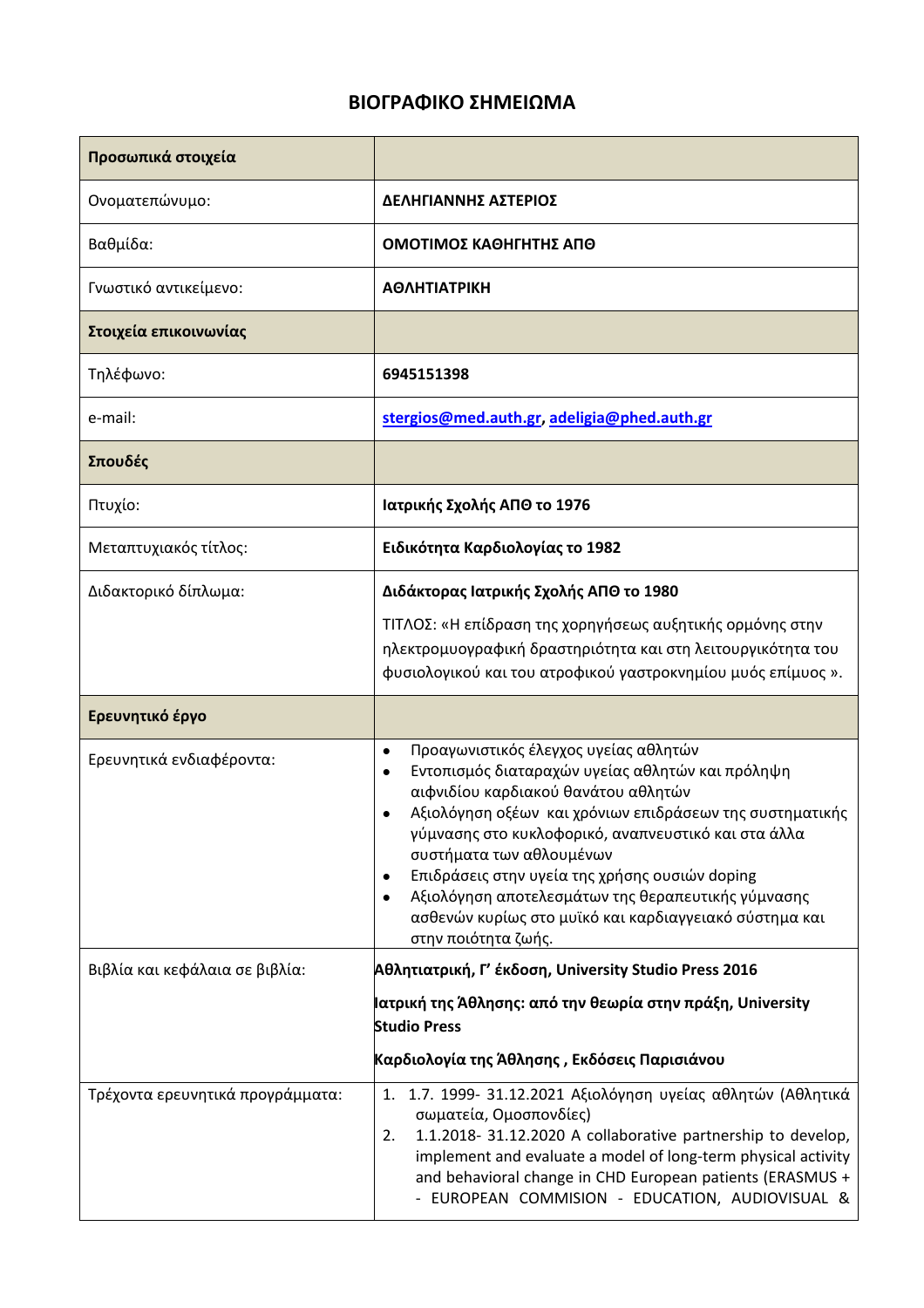# ΒΙΟΓΡΑΦΙΚΟ ΣΗΜΕΙΩΜΑ

| **Προσωπικά στοιχεία** | |
|---|---|
| Ονοματεπώνυμο: | **ΔΕΛΗΓΙΑΝΝΗΣ ΑΣΤΕΡΙΟΣ** |
| Βαθμίδα: | **ΟΜΟΤΙΜΟΣ ΚΑΘΗΓΗΤΗΣ ΑΠΘ** |
| Γνωστικό αντικείμενο: | **ΑΘΛΗΤΙΑΤΡΙΚΗ** |
| **Στοιχεία επικοινωνίας** | |
| Τηλέφωνο: | **6945151398** |
| e-mail: | **stergios@med.auth.gr, adeligia@phed.auth.gr** |
| **Σπουδές** | |
| Πτυχίο: | **Ιατρικής Σχολής ΑΠΘ το 1976** |
| Μεταπτυχιακός τίτλος: | **Ειδικότητα Καρδιολογίας το 1982** |
| Διδακτορικό δίπλωμα: | **Διδάκτορας Ιατρικής Σχολής ΑΠΘ το 1980**<br>ΤΙΤΛΟΣ: «Η επίδραση της χορηγήσεως αυξητικής ορμόνης στην ηλεκτρομυογραφική δραστηριότητα και στη λειτουργικότητα του φυσιολογικού και του ατροφικού γαστροκνημίου μυός επίμυος ». |
| **Ερευνητικό έργο** | |
| Ερευνητικά ενδιαφέροντα: | • Προαγωνιστικός έλεγχος υγείας αθλητών<br>• Εντοπισμός διαταραχών υγείας αθλητών και πρόληψη αιφνιδίου καρδιακού θανάτου αθλητών<br>• Αξιολόγηση οξέων και χρόνιων επιδράσεων της συστηματικής γύμνασης στο κυκλοφορικό, αναπνευστικό και στα άλλα συστήματα των αθλουμένων<br>• Επιδράσεις στην υγεία της χρήσης ουσιών doping<br>• Αξιολόγηση αποτελεσμάτων της θεραπευτικής γύμνασης ασθενών κυρίως στο μυϊκό και καρδιαγγειακό σύστημα και στην ποιότητα ζωής. |
| Βιβλία και κεφάλαια σε βιβλία: | **Αθλητιατρική, Γ' έκδοση, University Studio Press 2016**<br>**Ιατρική της Άθλησης: από την θεωρία στην πράξη, University Studio Press**<br>**Καρδιολογία της Άθλησης , Εκδόσεις Παρισιάνου** |
| Τρέχοντα ερευνητικά προγράμματα: | 1. 1.7. 1999- 31.12.2021 Αξιολόγηση υγείας αθλητών (Αθλητικά σωματεία, Ομοσπονδίες)<br>2. 1.1.2018- 31.12.2020 A collaborative partnership to develop, implement and evaluate a model of long-term physical activity and behavioral change in CHD European patients (ERASMUS + - EUROPEAN COMMISION - EDUCATION, AUDIOVISUAL & |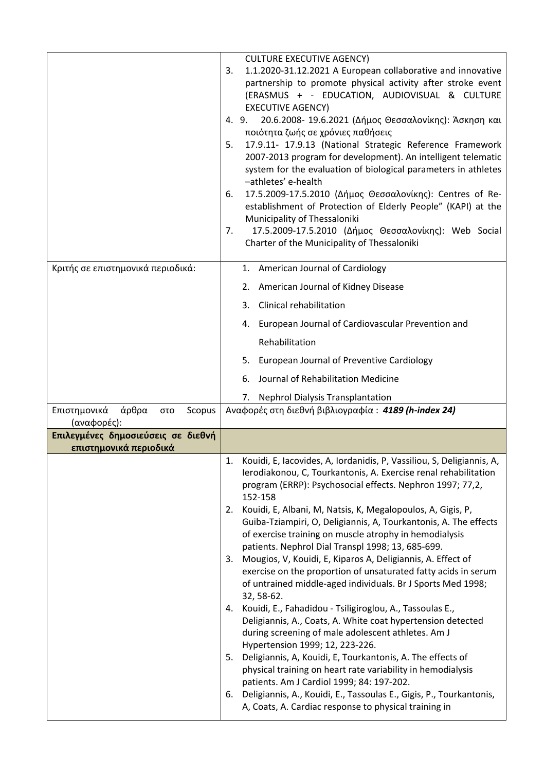| | |
|---|---|
| | CULTURE EXECUTIVE AGENCY)<br>3. 1.1.2020-31.12.2021 A European collaborative and innovative partnership to promote physical activity after stroke event (ERASMUS + - EDUCATION, AUDIOVISUAL & CULTURE EXECUTIVE AGENCY)<br>4. 9. 20.6.2008- 19.6.2021 (Δήμος Θεσσαλονίκης): Άσκηση και ποιότητα ζωής σε χρόνιες παθήσεις<br>5. 17.9.11- 17.9.13 (National Strategic Reference Framework 2007-2013 program for development). An intelligent telematic system for the evaluation of biological parameters in athletes –athletes' e-health<br>6. 17.5.2009-17.5.2010 (Δήμος Θεσσαλονίκης): Centres of Re-establishment of Protection of Elderly People" (KAPI) at the Municipality of Thessaloniki<br>7. 17.5.2009-17.5.2010 (Δήμος Θεσσαλονίκης): Web Social Charter of the Municipality of Thessaloniki |
| Κριτής σε επιστημονικά περιοδικά: | 1. American Journal of Cardiology<br>2. American Journal of Kidney Disease<br>3. Clinical rehabilitation<br>4. European Journal of Cardiovascular Prevention and Rehabilitation<br>5. European Journal of Preventive Cardiology<br>6. Journal of Rehabilitation Medicine<br>7. Nephrol Dialysis Transplantation |
| Επιστημονικά άρθρα στο Scopus (αναφορές): | Αναφορές στη διεθνή βιβλιογραφία : ***4189 (h-index 24)*** |
| **Επιλεγμένες δημοσιεύσεις σε διεθνή επιστημονικά περιοδικά** | |
| | 1. Kouidi, E, Iacovides, A, Iordanidis, P, Vassiliou, S, Deligiannis, A, Ierodiakonou, C, Tourkantonis, A. Exercise renal rehabilitation program (ERRP): Psychosocial effects. Nephron 1997; 77,2, 152-158<br>2. Kouidi, E, Albani, M, Natsis, K, Megalopoulos, A, Gigis, P, Guiba-Tziampiri, O, Deligiannis, A, Tourkantonis, A. The effects of exercise training on muscle atrophy in hemodialysis patients. Nephrol Dial Transpl 1998; 13, 685-699.<br>3. Mougios, V, Kouidi, E, Kiparos A, Deligiannis, A. Effect of exercise on the proportion of unsaturated fatty acids in serum of untrained middle-aged individuals. Br J Sports Med 1998; 32, 58-62.<br>4. Kouidi, E., Fahadidou - Tsiligiroglou, A., Tassoulas E., Deligiannis, A., Coats, A. White coat hypertension detected during screening of male adolescent athletes. Am J Hypertension 1999; 12, 223-226.<br>5. Deligiannis, A, Kouidi, E, Tourkantonis, A. The effects of physical training on heart rate variability in hemodialysis patients. Am J Cardiol 1999; 84: 197-202.<br>6. Deligiannis, A., Kouidi, E., Tassoulas E., Gigis, P., Tourkantonis, A, Coats, A. Cardiac response to physical training in |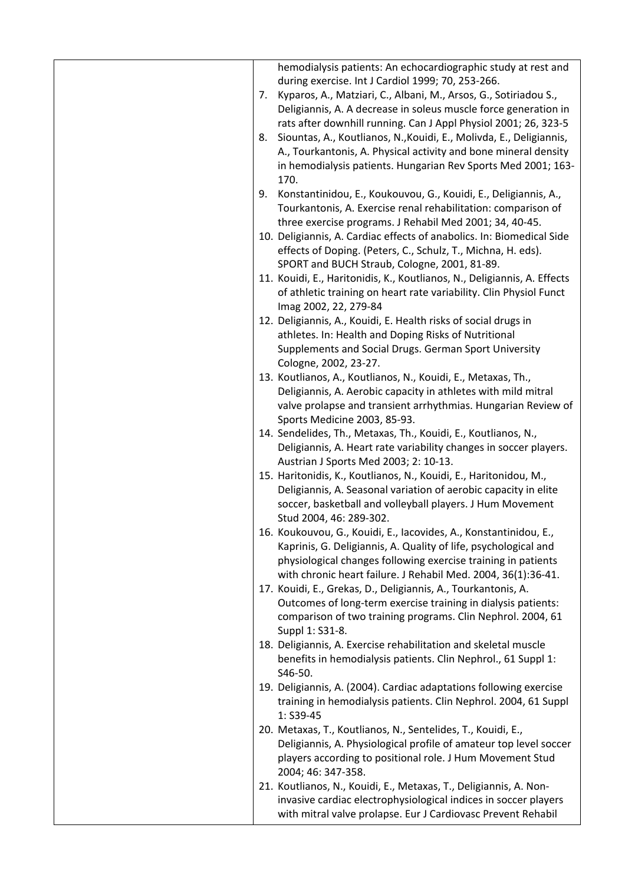| | hemodialysis patients: An echocardiographic study at rest and during exercise. Int J Cardiol 1999; 70, 253-266.<br>7. Kyparos, A., Matziari, C., Albani, M., Arsos, G., Sotiriadou S., Deligiannis, A. A decrease in soleus muscle force generation in rats after downhill running. Can J Appl Physiol 2001; 26, 323-5<br>8. Siountas, A., Koutlianos, N.,Kouidi, E., Molivda, E., Deligiannis, A., Tourkantonis, A. Physical activity and bone mineral density in hemodialysis patients. Hungarian Rev Sports Med 2001; 163-170.<br>9. Konstantinidou, E., Koukouvou, G., Kouidi, E., Deligiannis, A., Tourkantonis, A. Exercise renal rehabilitation: comparison of three exercise programs. J Rehabil Med 2001; 34, 40-45.<br>10. Deligiannis, A. Cardiac effects of anabolics. In: Biomedical Side effects of Doping. (Peters, C., Schulz, T., Michna, H. eds). SPORT and BUCH Straub, Cologne, 2001, 81-89.<br>11. Kouidi, E., Haritonidis, K., Koutlianos, N., Deligiannis, A. Effects of athletic training on heart rate variability. Clin Physiol Funct Imag 2002, 22, 279-84<br>12. Deligiannis, A., Kouidi, E. Health risks of social drugs in athletes. In: Health and Doping Risks of Nutritional Supplements and Social Drugs. German Sport University Cologne, 2002, 23-27.<br>13. Koutlianos, A., Koutlianos, N., Kouidi, E., Metaxas, Th., Deligiannis, A. Aerobic capacity in athletes with mild mitral valve prolapse and transient arrhythmias. Hungarian Review of Sports Medicine 2003, 85-93.<br>14. Sendelides, Th., Metaxas, Th., Kouidi, E., Koutlianos, N., Deligiannis, A. Heart rate variability changes in soccer players. Austrian J Sports Med 2003; 2: 10-13.<br>15. Haritonidis, K., Koutlianos, N., Kouidi, E., Haritonidou, M., Deligiannis, A. Seasonal variation of aerobic capacity in elite soccer, basketball and volleyball players. J Hum Movement Stud 2004, 46: 289-302.<br>16. Koukouvou, G., Kouidi, E., Iacovides, A., Konstantinidou, E., Kaprinis, G. Deligiannis, A. Quality of life, psychological and physiological changes following exercise training in patients with chronic heart failure. J Rehabil Med. 2004, 36(1):36-41.<br>17. Kouidi, E., Grekas, D., Deligiannis, A., Tourkantonis, A. Outcomes of long-term exercise training in dialysis patients: comparison of two training programs. Clin Nephrol. 2004, 61 Suppl 1: S31-8.<br>18. Deligiannis, A. Exercise rehabilitation and skeletal muscle benefits in hemodialysis patients. Clin Nephrol., 61 Suppl 1: S46-50.<br>19. Deligiannis, A. (2004). Cardiac adaptations following exercise training in hemodialysis patients. Clin Nephrol. 2004, 61 Suppl 1: S39-45<br>20. Metaxas, T., Koutlianos, N., Sentelides, T., Kouidi, E., Deligiannis, A. Physiological profile of amateur top level soccer players according to positional role. J Hum Movement Stud 2004; 46: 347-358.<br>21. Koutlianos, N., Kouidi, E., Metaxas, T., Deligiannis, A. Non-invasive cardiac electrophysiological indices in soccer players with mitral valve prolapse. Eur J Cardiovasc Prevent Rehabil |
|---|---|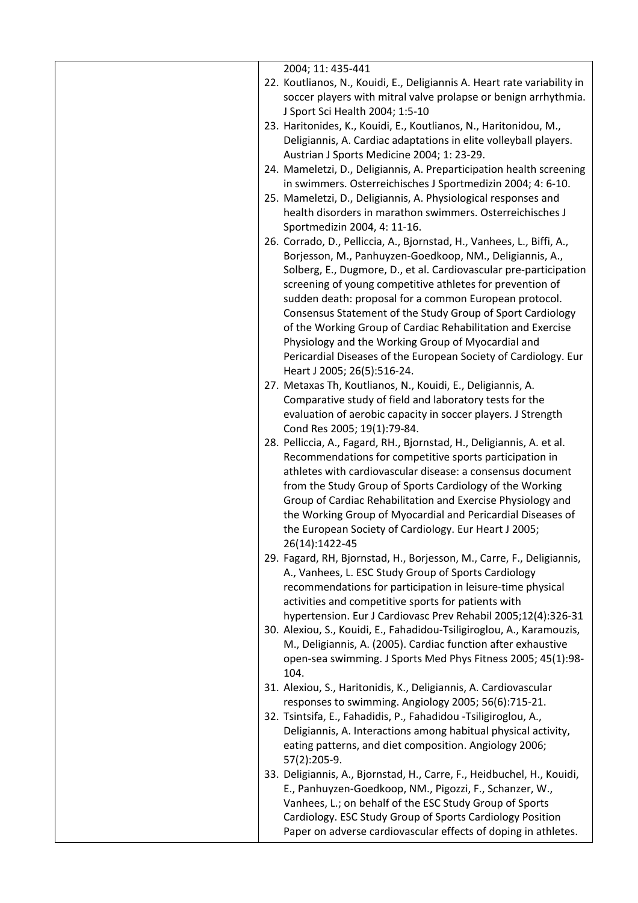|  | 2004; 11: 435-441<br>22. Koutlianos, N., Kouidi, E., Deligiannis A. Heart rate variability in soccer players with mitral valve prolapse or benign arrhythmia. J Sport Sci Health 2004; 1:5-10<br>23. Haritonides, K., Kouidi, E., Koutlianos, N., Haritonidou, M., Deligiannis, A. Cardiac adaptations in elite volleyball players. Austrian J Sports Medicine 2004; 1: 23-29.<br>24. Mameletzi, D., Deligiannis, A. Preparticipation health screening in swimmers. Osterreichisches J Sportmedizin 2004; 4: 6-10.<br>25. Mameletzi, D., Deligiannis, A. Physiological responses and health disorders in marathon swimmers. Osterreichisches J Sportmedizin 2004, 4: 11-16.<br>26. Corrado, D., Pelliccia, A., Bjornstad, H., Vanhees, L., Biffi, A., Borjesson, M., Panhuyzen-Goedkoop, NM., Deligiannis, A., Solberg, E., Dugmore, D., et al. Cardiovascular pre-participation screening of young competitive athletes for prevention of sudden death: proposal for a common European protocol. Consensus Statement of the Study Group of Sport Cardiology of the Working Group of Cardiac Rehabilitation and Exercise Physiology and the Working Group of Myocardial and Pericardial Diseases of the European Society of Cardiology. Eur Heart J 2005; 26(5):516-24.<br>27. Metaxas Th, Koutlianos, N., Kouidi, E., Deligiannis, A. Comparative study of field and laboratory tests for the evaluation of aerobic capacity in soccer players. J Strength Cond Res 2005; 19(1):79-84.<br>28. Pelliccia, A., Fagard, RH., Bjornstad, H., Deligiannis, A. et al. Recommendations for competitive sports participation in athletes with cardiovascular disease: a consensus document from the Study Group of Sports Cardiology of the Working Group of Cardiac Rehabilitation and Exercise Physiology and the Working Group of Myocardial and Pericardial Diseases of the European Society of Cardiology. Eur Heart J 2005; 26(14):1422-45<br>29. Fagard, RH, Bjornstad, H., Borjesson, M., Carre, F., Deligiannis, A., Vanhees, L. ESC Study Group of Sports Cardiology recommendations for participation in leisure-time physical activities and competitive sports for patients with hypertension. Eur J Cardiovasc Prev Rehabil 2005;12(4):326-31<br>30. Alexiou, S., Kouidi, E., Fahadidou-Tsiligiroglou, A., Karamouzis, M., Deligiannis, A. (2005). Cardiac function after exhaustive open-sea swimming. J Sports Med Phys Fitness 2005; 45(1):98-104.<br>31. Alexiou, S., Haritonidis, K., Deligiannis, A. Cardiovascular responses to swimming. Angiology 2005; 56(6):715-21.<br>32. Tsintsifa, E., Fahadidis, P., Fahadidou -Tsiligiroglou, A., Deligiannis, A. Interactions among habitual physical activity, eating patterns, and diet composition. Angiology 2006; 57(2):205-9.<br>33. Deligiannis, A., Bjornstad, H., Carre, F., Heidbuchel, H., Kouidi, E., Panhuyzen-Goedkoop, NM., Pigozzi, F., Schanzer, W., Vanhees, L.; on behalf of the ESC Study Group of Sports Cardiology. ESC Study Group of Sports Cardiology Position Paper on adverse cardiovascular effects of doping in athletes. |
|---|---|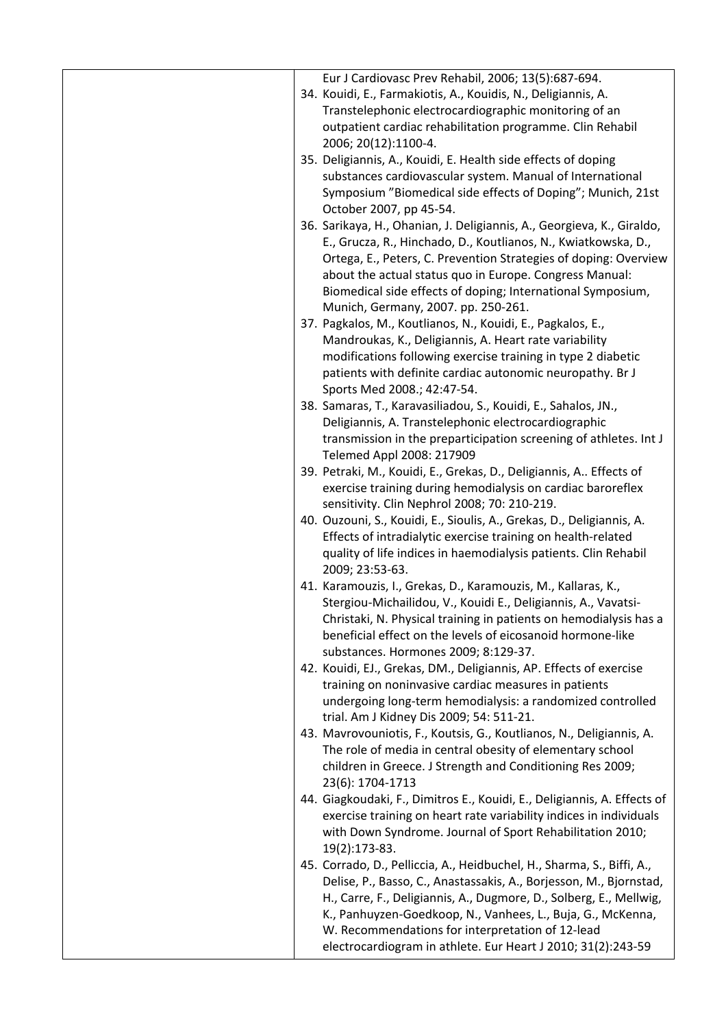| | Eur J Cardiovasc Prev Rehabil, 2006; 13(5):687-694.<br>34. Kouidi, E., Farmakiotis, A., Kouidis, N., Deligiannis, A. Transtelephonic electrocardiographic monitoring of an outpatient cardiac rehabilitation programme. Clin Rehabil 2006; 20(12):1100-4.<br>35. Deligiannis, A., Kouidi, E. Health side effects of doping substances cardiovascular system. Manual of International Symposium "Biomedical side effects of Doping"; Munich, 21st October 2007, pp 45-54.<br>36. Sarikaya, H., Ohanian, J. Deligiannis, A., Georgieva, K., Giraldo, E., Grucza, R., Hinchado, D., Koutlianos, N., Kwiatkowska, D., Ortega, E., Peters, C. Prevention Strategies of doping: Overview about the actual status quo in Europe. Congress Manual: Biomedical side effects of doping; International Symposium, Munich, Germany, 2007. pp. 250-261.<br>37. Pagkalos, M., Koutlianos, N., Kouidi, E., Pagkalos, E., Mandroukas, K., Deligiannis, A. Heart rate variability modifications following exercise training in type 2 diabetic patients with definite cardiac autonomic neuropathy. Br J Sports Med 2008.; 42:47-54.<br>38. Samaras, T., Karavasiliadou, S., Kouidi, E., Sahalos, JN., Deligiannis, A. Transtelephonic electrocardiographic transmission in the preparticipation screening of athletes. Int J Telemed Appl 2008: 217909<br>39. Petraki, M., Kouidi, E., Grekas, D., Deligiannis, A.. Effects of exercise training during hemodialysis on cardiac baroreflex sensitivity. Clin Nephrol 2008; 70: 210-219.<br>40. Ouzouni, S., Kouidi, E., Sioulis, A., Grekas, D., Deligiannis, A. Effects of intradialytic exercise training on health-related quality of life indices in haemodialysis patients. Clin Rehabil 2009; 23:53-63.<br>41. Karamouzis, I., Grekas, D., Karamouzis, M., Kallaras, K., Stergiou-Michailidou, V., Kouidi E., Deligiannis, A., Vavatsi-Christaki, N. Physical training in patients on hemodialysis has a beneficial effect on the levels of eicosanoid hormone-like substances. Hormones 2009; 8:129-37.<br>42. Kouidi, EJ., Grekas, DM., Deligiannis, AP. Effects of exercise training on noninvasive cardiac measures in patients undergoing long-term hemodialysis: a randomized controlled trial. Am J Kidney Dis 2009; 54: 511-21.<br>43. Mavrovouniotis, F., Koutsis, G., Koutlianos, N., Deligiannis, A. The role of media in central obesity of elementary school children in Greece. J Strength and Conditioning Res 2009; 23(6): 1704-1713<br>44. Giagkoudaki, F., Dimitros E., Kouidi, E., Deligiannis, A. Effects of exercise training on heart rate variability indices in individuals with Down Syndrome. Journal of Sport Rehabilitation 2010; 19(2):173-83.<br>45. Corrado, D., Pelliccia, A., Heidbuchel, H., Sharma, S., Biffi, A., Delise, P., Basso, C., Anastassakis, A., Borjesson, M., Bjornstad, H., Carre, F., Deligiannis, A., Dugmore, D., Solberg, E., Mellwig, K., Panhuyzen-Goedkoop, N., Vanhees, L., Buja, G., McKenna, W. Recommendations for interpretation of 12-lead electrocardiogram in athlete. Eur Heart J 2010; 31(2):243-59 |
|---|---|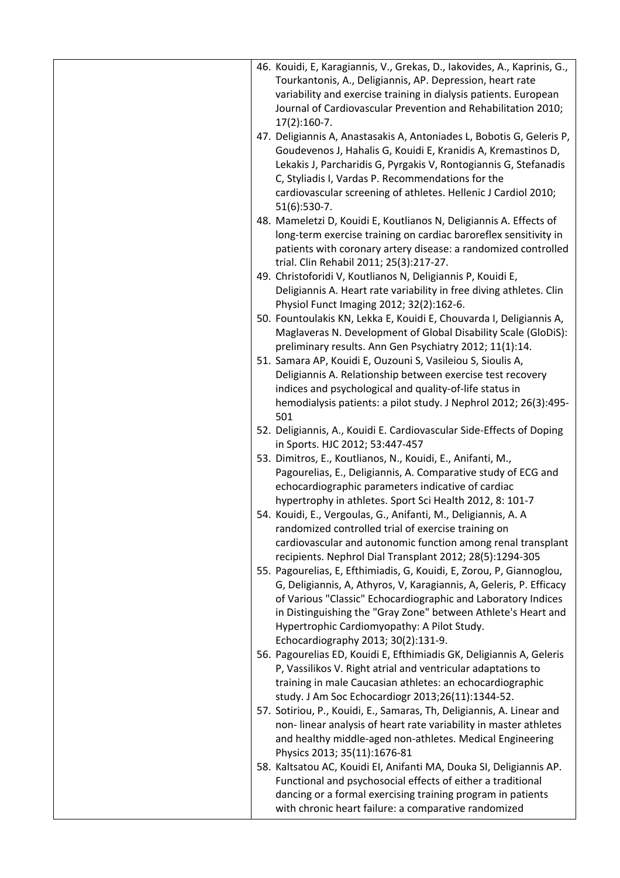| | 46. Kouidi, E, Karagiannis, V., Grekas, D., Iakovides, A., Kaprinis, G., Tourkantonis, A., Deligiannis, AP. Depression, heart rate variability and exercise training in dialysis patients. European Journal of Cardiovascular Prevention and Rehabilitation 2010; 17(2):160-7.<br>47. Deligiannis A, Anastasakis A, Antoniades L, Bobotis G, Geleris P, Goudevenos J, Hahalis G, Kouidi E, Kranidis A, Kremastinos D, Lekakis J, Parcharidis G, Pyrgakis V, Rontogiannis G, Stefanadis C, Styliadis I, Vardas P. Recommendations for the cardiovascular screening of athletes. Hellenic J Cardiol 2010; 51(6):530-7.<br>48. Mameletzi D, Kouidi E, Koutlianos N, Deligiannis A. Effects of long-term exercise training on cardiac baroreflex sensitivity in patients with coronary artery disease: a randomized controlled trial. Clin Rehabil 2011; 25(3):217-27.<br>49. Christoforidi V, Koutlianos N, Deligiannis P, Kouidi E, Deligiannis A. Heart rate variability in free diving athletes. Clin Physiol Funct Imaging 2012; 32(2):162-6.<br>50. Fountoulakis KN, Lekka E, Kouidi E, Chouvarda I, Deligiannis A, Maglaveras N. Development of Global Disability Scale (GloDiS): preliminary results. Ann Gen Psychiatry 2012; 11(1):14.<br>51. Samara AP, Kouidi E, Ouzouni S, Vasileiou S, Sioulis A, Deligiannis A. Relationship between exercise test recovery indices and psychological and quality-of-life status in hemodialysis patients: a pilot study. J Nephrol 2012; 26(3):495-501<br>52. Deligiannis, A., Kouidi E. Cardiovascular Side-Effects of Doping in Sports. HJC 2012; 53:447-457<br>53. Dimitros, E., Koutlianos, N., Kouidi, E., Anifanti, M., Pagourelias, E., Deligiannis, A. Comparative study of ECG and echocardiographic parameters indicative of cardiac hypertrophy in athletes. Sport Sci Health 2012, 8: 101-7<br>54. Kouidi, E., Vergoulas, G., Anifanti, M., Deligiannis, A. A randomized controlled trial of exercise training on cardiovascular and autonomic function among renal transplant recipients. Nephrol Dial Transplant 2012; 28(5):1294-305<br>55. Pagourelias, E, Efthimiadis, G, Kouidi, E, Zorou, P, Giannoglou, G, Deligiannis, A, Athyros, V, Karagiannis, A, Geleris, P. Efficacy of Various "Classic" Echocardiographic and Laboratory Indices in Distinguishing the "Gray Zone" between Athlete's Heart and Hypertrophic Cardiomyopathy: A Pilot Study. Echocardiography 2013; 30(2):131-9.<br>56. Pagourelias ED, Kouidi E, Efthimiadis GK, Deligiannis A, Geleris P, Vassilikos V. Right atrial and ventricular adaptations to training in male Caucasian athletes: an echocardiographic study. J Am Soc Echocardiogr 2013;26(11):1344-52.<br>57. Sotiriou, P., Kouidi, E., Samaras, Th, Deligiannis, A. Linear and non- linear analysis of heart rate variability in master athletes and healthy middle-aged non-athletes. Medical Engineering Physics 2013; 35(11):1676-81<br>58. Kaltsatou AC, Kouidi EI, Anifanti MA, Douka SI, Deligiannis AP. Functional and psychosocial effects of either a traditional dancing or a formal exercising training program in patients with chronic heart failure: a comparative randomized |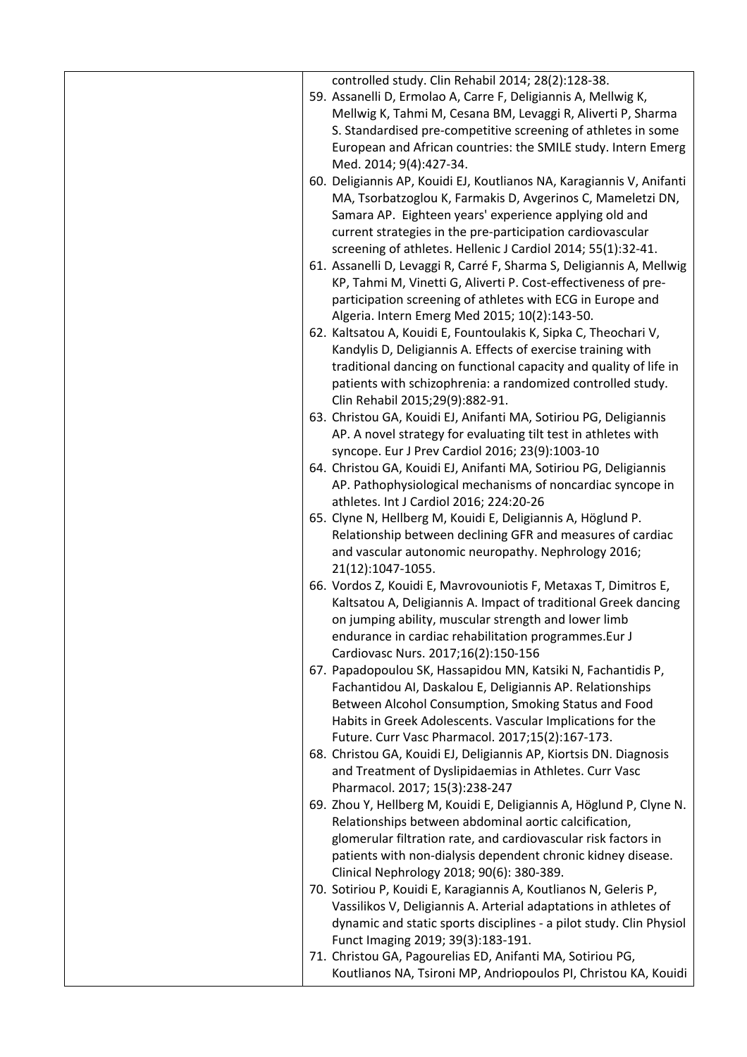| | controlled study. Clin Rehabil 2014; 28(2):128-38.<br>59. Assanelli D, Ermolao A, Carre F, Deligiannis A, Mellwig K, Mellwig K, Tahmi M, Cesana BM, Levaggi R, Aliverti P, Sharma S. Standardised pre-competitive screening of athletes in some European and African countries: the SMILE study. Intern Emerg Med. 2014; 9(4):427-34.<br>60. Deligiannis AP, Kouidi EJ, Koutlianos NA, Karagiannis V, Anifanti MA, Tsorbatzoglou K, Farmakis D, Avgerinos C, Mameletzi DN, Samara AP. Eighteen years' experience applying old and current strategies in the pre-participation cardiovascular screening of athletes. Hellenic J Cardiol 2014; 55(1):32-41.<br>61. Assanelli D, Levaggi R, Carré F, Sharma S, Deligiannis A, Mellwig KP, Tahmi M, Vinetti G, Aliverti P. Cost-effectiveness of pre-participation screening of athletes with ECG in Europe and Algeria. Intern Emerg Med 2015; 10(2):143-50.<br>62. Kaltsatou A, Kouidi E, Fountoulakis K, Sipka C, Theochari V, Kandylis D, Deligiannis A. Effects of exercise training with traditional dancing on functional capacity and quality of life in patients with schizophrenia: a randomized controlled study. Clin Rehabil 2015;29(9):882-91.<br>63. Christou GA, Kouidi EJ, Anifanti MA, Sotiriou PG, Deligiannis AP. A novel strategy for evaluating tilt test in athletes with syncope. Eur J Prev Cardiol 2016; 23(9):1003-10<br>64. Christou GA, Kouidi EJ, Anifanti MA, Sotiriou PG, Deligiannis AP. Pathophysiological mechanisms of noncardiac syncope in athletes. Int J Cardiol 2016; 224:20-26<br>65. Clyne N, Hellberg M, Kouidi E, Deligiannis A, Höglund P. Relationship between declining GFR and measures of cardiac and vascular autonomic neuropathy. Nephrology 2016; 21(12):1047-1055.<br>66. Vordos Z, Kouidi E, Mavrovouniotis F, Metaxas T, Dimitros E, Kaltsatou A, Deligiannis A. Impact of traditional Greek dancing on jumping ability, muscular strength and lower limb endurance in cardiac rehabilitation programmes.Eur J Cardiovasc Nurs. 2017;16(2):150-156<br>67. Papadopoulou SK, Hassapidou MN, Katsiki N, Fachantidis P, Fachantidou AI, Daskalou E, Deligiannis AP. Relationships Between Alcohol Consumption, Smoking Status and Food Habits in Greek Adolescents. Vascular Implications for the Future. Curr Vasc Pharmacol. 2017;15(2):167-173.<br>68. Christou GA, Kouidi EJ, Deligiannis AP, Kiortsis DN. Diagnosis and Treatment of Dyslipidaemias in Athletes. Curr Vasc Pharmacol. 2017; 15(3):238-247<br>69. Zhou Y, Hellberg M, Kouidi E, Deligiannis A, Höglund P, Clyne N. Relationships between abdominal aortic calcification, glomerular filtration rate, and cardiovascular risk factors in patients with non-dialysis dependent chronic kidney disease. Clinical Nephrology 2018; 90(6): 380-389.<br>70. Sotiriou P, Kouidi E, Karagiannis A, Koutlianos N, Geleris P, Vassilikos V, Deligiannis A. Arterial adaptations in athletes of dynamic and static sports disciplines - a pilot study. Clin Physiol Funct Imaging 2019; 39(3):183-191.<br>71. Christou GA, Pagourelias ED, Anifanti MA, Sotiriou PG, Koutlianos NA, Tsironi MP, Andriopoulos PI, Christou KA, Kouidi |
|---|---|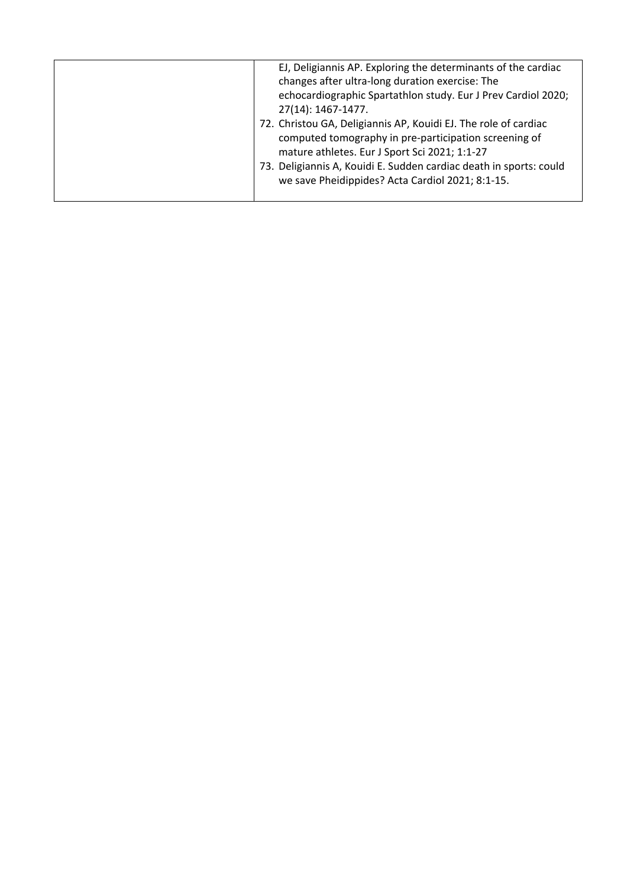| | |
|---|---|
| | EJ, Deligiannis AP. Exploring the determinants of the cardiac changes after ultra-long duration exercise: The echocardiographic Spartathlon study. Eur J Prev Cardiol 2020; 27(14): 1467-1477.<br>72. Christou GA, Deligiannis AP, Kouidi EJ. The role of cardiac computed tomography in pre-participation screening of mature athletes. Eur J Sport Sci 2021; 1:1-27<br>73. Deligiannis A, Kouidi E. Sudden cardiac death in sports: could we save Pheidippides? Acta Cardiol 2021; 8:1-15. |